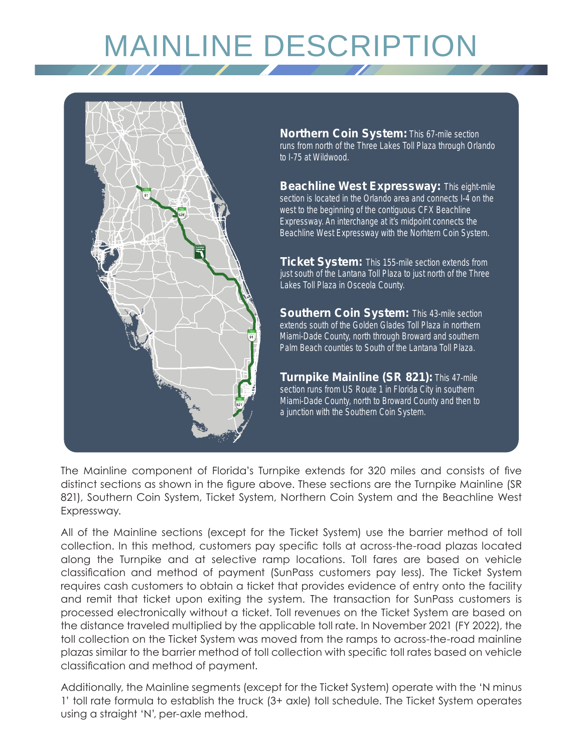# MAINLINE DESCRIPTION

**Northern Coin System:** This 67-mile section runs from north of the Three Lakes Toll Plaza through Orlando to I-75 at Wildwood.

**Beachline West Expressway:** This eight-mile section is located in the Orlando area and connects I-4 on the west to the beginning of the contiguous CFX Beachline Expressway. An interchange at it's midpoint connects the Beachline West Expressway with the Norhtern Coin System.

**Ticket System:** This 155-mile section extends from just south of the Lantana Toll Plaza to just north of the Three Lakes Toll Plaza in Osceola County.

**Southern Coin System:** This 43-mile section extends south of the Golden Glades Toll Plaza in northern Miami-Dade County, north through Broward and southern Palm Beach counties to South of the Lantana Toll Plaza.

**Turnpike Mainline (SR 821):** This 47-mile section runs from US Route 1 in Florida City in southern Miami-Dade County, north to Broward County and then to a junction with the Southern Coin System.

The Mainline component of Florida's Turnpike extends for 320 miles and consists of five distinct sections as shown in the figure above. These sections are the Turnpike Mainline (SR 821), Southern Coin System, Ticket System, Northern Coin System and the Beachline West Expressway.

All of the Mainline sections (except for the Ticket System) use the barrier method of toll collection. In this method, customers pay specific tolls at across-the-road plazas located along the Turnpike and at selective ramp locations. Toll fares are based on vehicle classification and method of payment (SunPass customers pay less). The Ticket System requires cash customers to obtain a ticket that provides evidence of entry onto the facility and remit that ticket upon exiting the system. The transaction for SunPass customers is processed electronically without a ticket. Toll revenues on the Ticket System are based on the distance traveled multiplied by the applicable toll rate. In November 2021 (FY 2022), the toll collection on the Ticket System was moved from the ramps to across-the-road mainline plazas similar to the barrier method of toll collection with specific toll rates based on vehicle classification and method of payment.

Additionally, the Mainline segments (except for the Ticket System) operate with the 'N minus 1' toll rate formula to establish the truck (3+ axle) toll schedule. The Ticket System operates using a straight 'N', per-axle method.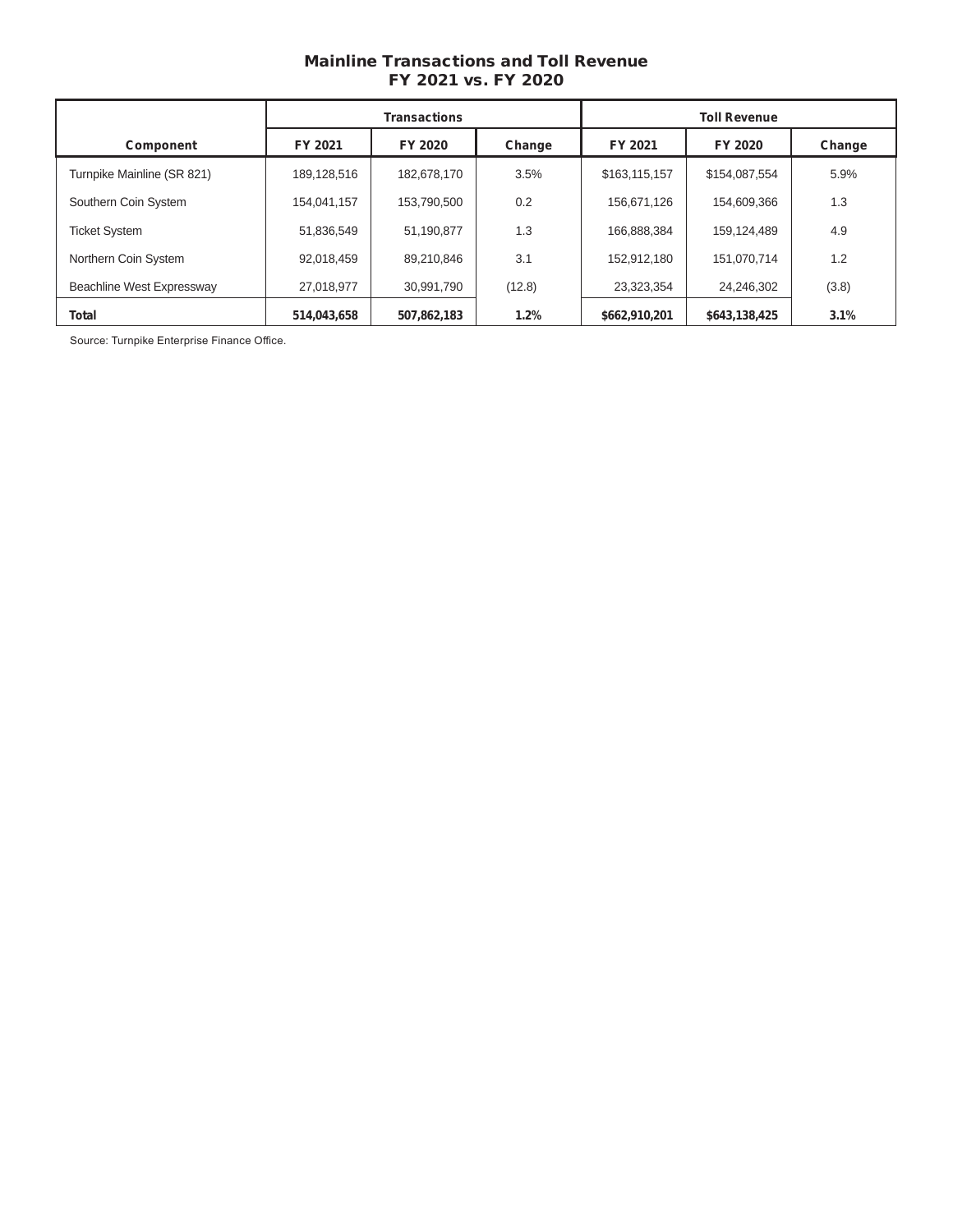## Mainline Transactions and Toll Revenue
## FY 2021 vs. FY 2020

| Component | Transactions | | | Toll Revenue | | |
|---|---|---|---|---|---|---|
| | FY 2021 | FY 2020 | Change | FY 2021 | FY 2020 | Change |
| Turnpike Mainline (SR 821) | 189,128,516 | 182,678,170 | 3.5% | $163,115,157 | $154,087,554 | 5.9% |
| Southern Coin System | 154,041,157 | 153,790,500 | 0.2 | 156,671,126 | 154,609,366 | 1.3 |
| Ticket System | 51,836,549 | 51,190,877 | 1.3 | 166,888,384 | 159,124,489 | 4.9 |
| Northern Coin System | 92,018,459 | 89,210,846 | 3.1 | 152,912,180 | 151,070,714 | 1.2 |
| Beachline West Expressway | 27,018,977 | 30,991,790 | (12.8) | 23,323,354 | 24,246,302 | (3.8) |
| **Total** | **514,043,658** | **507,862,183** | **1.2%** | **$662,910,201** | **$643,138,425** | **3.1%** |

Source: Turnpike Enterprise Finance Office.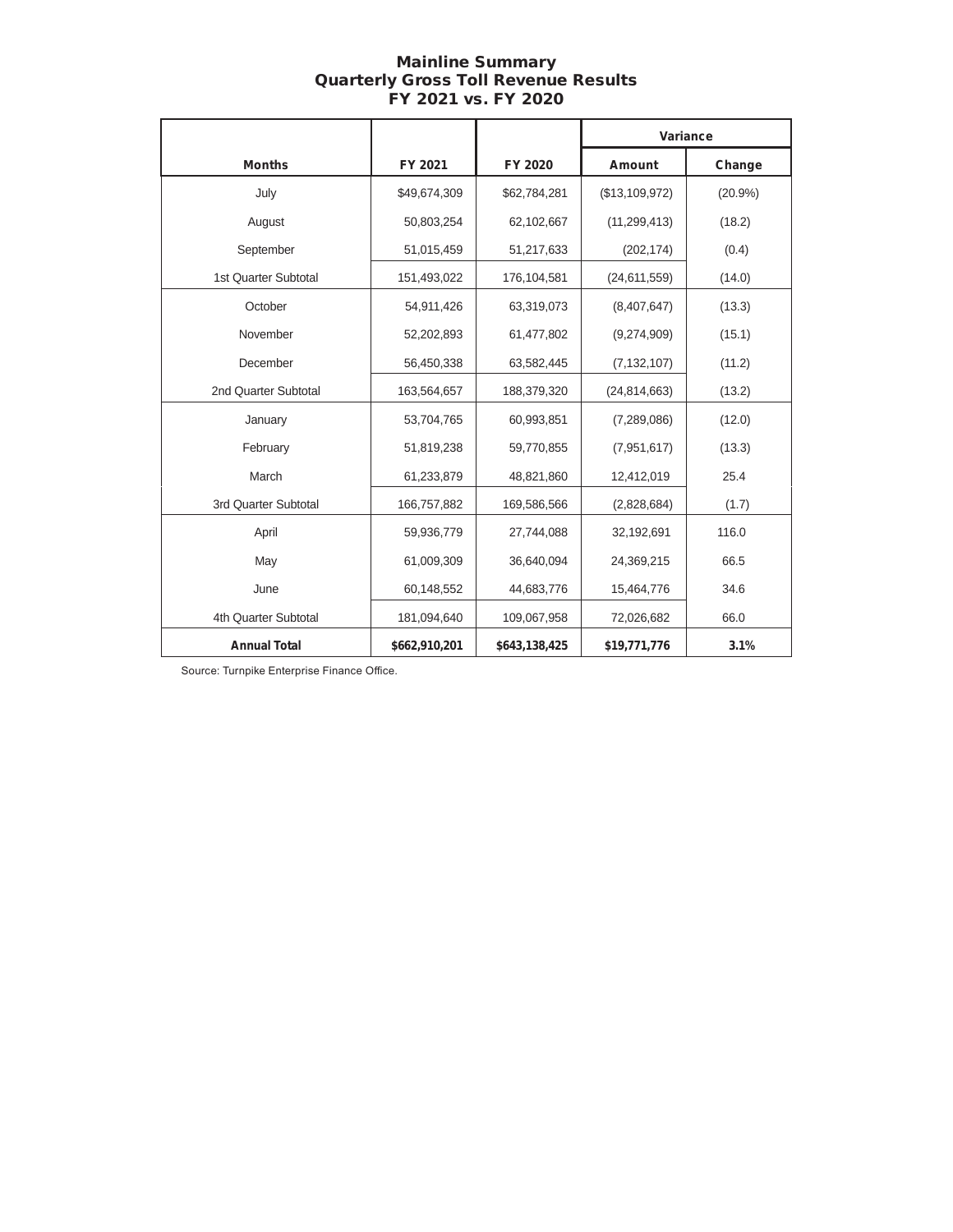# Mainline Summary
## Quarterly Gross Toll Revenue Results
## FY 2021 vs. FY 2020

| Months | FY 2021 | FY 2020 | Variance | |
|---|---|---|---|---|
| | | | **Amount** | **Change** |
| July | $49,674,309 | $62,784,281 | ($13,109,972) | (20.9%) |
| August | 50,803,254 | 62,102,667 | (11,299,413) | (18.2) |
| September | 51,015,459 | 51,217,633 | (202,174) | (0.4) |
| 1st Quarter Subtotal | 151,493,022 | 176,104,581 | (24,611,559) | (14.0) |
| October | 54,911,426 | 63,319,073 | (8,407,647) | (13.3) |
| November | 52,202,893 | 61,477,802 | (9,274,909) | (15.1) |
| December | 56,450,338 | 63,582,445 | (7,132,107) | (11.2) |
| 2nd Quarter Subtotal | 163,564,657 | 188,379,320 | (24,814,663) | (13.2) |
| January | 53,704,765 | 60,993,851 | (7,289,086) | (12.0) |
| February | 51,819,238 | 59,770,855 | (7,951,617) | (13.3) |
| March | 61,233,879 | 48,821,860 | 12,412,019 | 25.4 |
| 3rd Quarter Subtotal | 166,757,882 | 169,586,566 | (2,828,684) | (1.7) |
| April | 59,936,779 | 27,744,088 | 32,192,691 | 116.0 |
| May | 61,009,309 | 36,640,094 | 24,369,215 | 66.5 |
| June | 60,148,552 | 44,683,776 | 15,464,776 | 34.6 |
| 4th Quarter Subtotal | 181,094,640 | 109,067,958 | 72,026,682 | 66.0 |
| **Annual Total** | **$662,910,201** | **$643,138,425** | **$19,771,776** | **3.1%** |

Source: Turnpike Enterprise Finance Office.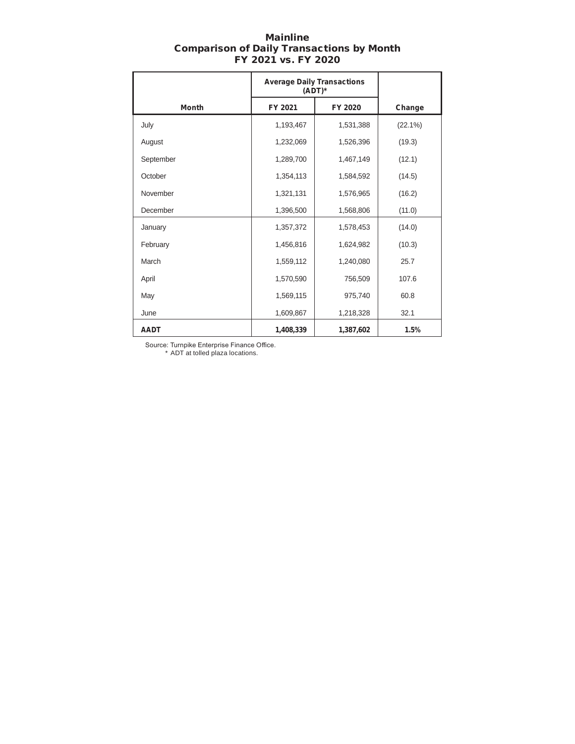# Mainline
## Comparison of Daily Transactions by Month
## FY 2021 vs. FY 2020

| | Average Daily Transactions (ADT)* | | |
|---|---|---|---|
| **Month** | **FY 2021** | **FY 2020** | **Change** |
| July | 1,193,467 | 1,531,388 | (22.1%) |
| August | 1,232,069 | 1,526,396 | (19.3) |
| September | 1,289,700 | 1,467,149 | (12.1) |
| October | 1,354,113 | 1,584,592 | (14.5) |
| November | 1,321,131 | 1,576,965 | (16.2) |
| December | 1,396,500 | 1,568,806 | (11.0) |
| January | 1,357,372 | 1,578,453 | (14.0) |
| February | 1,456,816 | 1,624,982 | (10.3) |
| March | 1,559,112 | 1,240,080 | 25.7 |
| April | 1,570,590 | 756,509 | 107.6 |
| May | 1,569,115 | 975,740 | 60.8 |
| June | 1,609,867 | 1,218,328 | 32.1 |
| **AADT** | **1,408,339** | **1,387,602** | **1.5%** |

Source: Turnpike Enterprise Finance Office.

\* ADT at tolled plaza locations.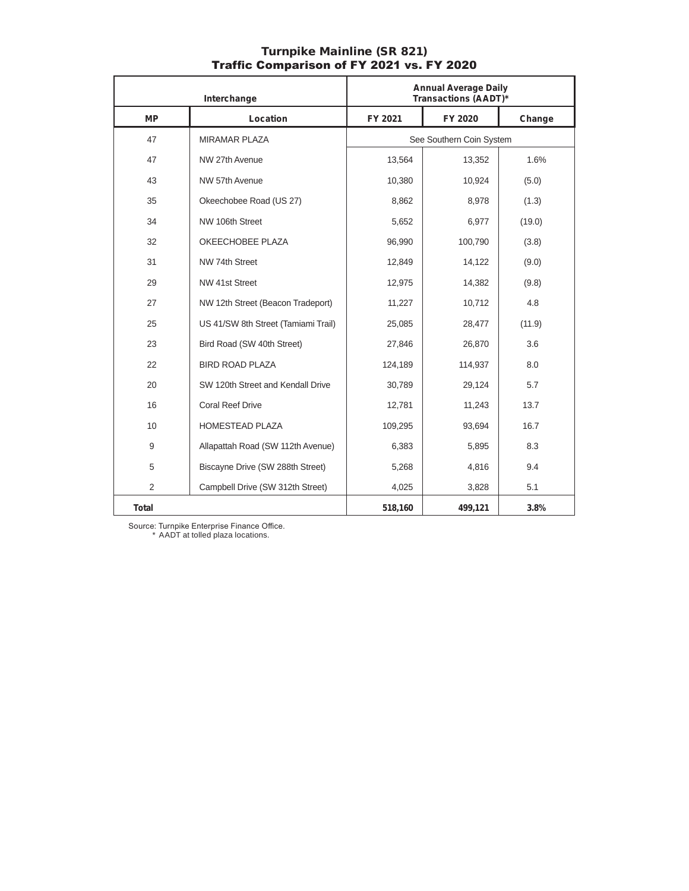## Turnpike Mainline (SR 821)
## Traffic Comparison of FY 2021 vs. FY 2020

| Interchange | | Annual Average Daily Transactions (AADT)* | | |
|---|---|---|---|---|
| **MP** | **Location** | **FY 2021** | **FY 2020** | **Change** |
| 47 | MIRAMAR PLAZA | See Southern Coin System | | |
| 47 | NW 27th Avenue | 13,564 | 13,352 | 1.6% |
| 43 | NW 57th Avenue | 10,380 | 10,924 | (5.0) |
| 35 | Okeechobee Road (US 27) | 8,862 | 8,978 | (1.3) |
| 34 | NW 106th Street | 5,652 | 6,977 | (19.0) |
| 32 | OKEECHOBEE PLAZA | 96,990 | 100,790 | (3.8) |
| 31 | NW 74th Street | 12,849 | 14,122 | (9.0) |
| 29 | NW 41st Street | 12,975 | 14,382 | (9.8) |
| 27 | NW 12th Street (Beacon Tradeport) | 11,227 | 10,712 | 4.8 |
| 25 | US 41/SW 8th Street (Tamiami Trail) | 25,085 | 28,477 | (11.9) |
| 23 | Bird Road (SW 40th Street) | 27,846 | 26,870 | 3.6 |
| 22 | BIRD ROAD PLAZA | 124,189 | 114,937 | 8.0 |
| 20 | SW 120th Street and Kendall Drive | 30,789 | 29,124 | 5.7 |
| 16 | Coral Reef Drive | 12,781 | 11,243 | 13.7 |
| 10 | HOMESTEAD PLAZA | 109,295 | 93,694 | 16.7 |
| 9 | Allapattah Road (SW 112th Avenue) | 6,383 | 5,895 | 8.3 |
| 5 | Biscayne Drive (SW 288th Street) | 5,268 | 4,816 | 9.4 |
| 2 | Campbell Drive (SW 312th Street) | 4,025 | 3,828 | 5.1 |
| **Total** | | **518,160** | **499,121** | **3.8%** |

Source: Turnpike Enterprise Finance Office.
\* AADT at tolled plaza locations.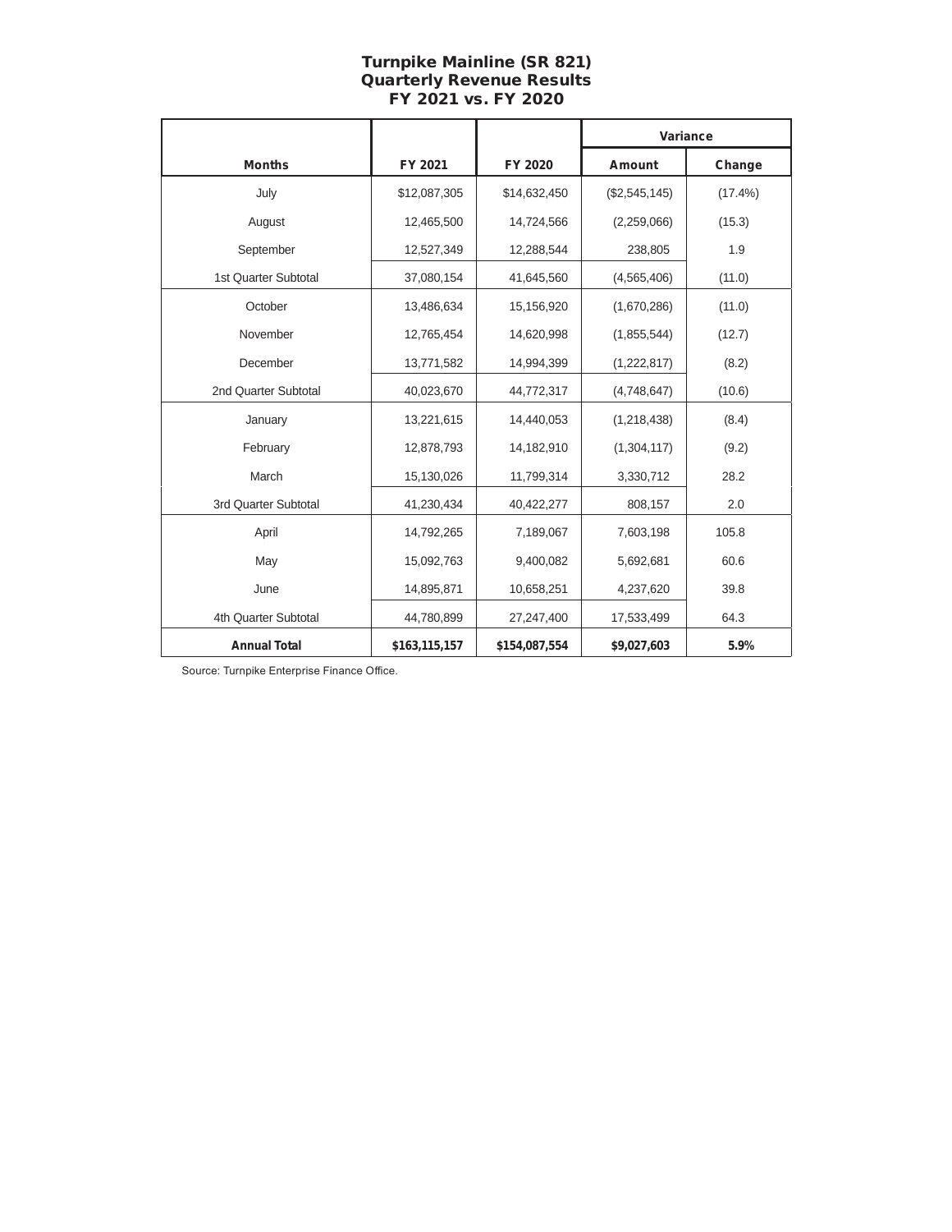# Turnpike Mainline (SR 821)
## Quarterly Revenue Results
## FY 2021 vs. FY 2020

| Months | FY 2021 | FY 2020 | Variance | |
|---|---|---|---|---|
| | | | Amount | Change |
| July | $12,087,305 | $14,632,450 | ($2,545,145) | (17.4%) |
| August | 12,465,500 | 14,724,566 | (2,259,066) | (15.3) |
| September | 12,527,349 | 12,288,544 | 238,805 | 1.9 |
| 1st Quarter Subtotal | 37,080,154 | 41,645,560 | (4,565,406) | (11.0) |
| October | 13,486,634 | 15,156,920 | (1,670,286) | (11.0) |
| November | 12,765,454 | 14,620,998 | (1,855,544) | (12.7) |
| December | 13,771,582 | 14,994,399 | (1,222,817) | (8.2) |
| 2nd Quarter Subtotal | 40,023,670 | 44,772,317 | (4,748,647) | (10.6) |
| January | 13,221,615 | 14,440,053 | (1,218,438) | (8.4) |
| February | 12,878,793 | 14,182,910 | (1,304,117) | (9.2) |
| March | 15,130,026 | 11,799,314 | 3,330,712 | 28.2 |
| 3rd Quarter Subtotal | 41,230,434 | 40,422,277 | 808,157 | 2.0 |
| April | 14,792,265 | 7,189,067 | 7,603,198 | 105.8 |
| May | 15,092,763 | 9,400,082 | 5,692,681 | 60.6 |
| June | 14,895,871 | 10,658,251 | 4,237,620 | 39.8 |
| 4th Quarter Subtotal | 44,780,899 | 27,247,400 | 17,533,499 | 64.3 |
| **Annual Total** | **$163,115,157** | **$154,087,554** | **$9,027,603** | **5.9%** |

Source: Turnpike Enterprise Finance Office.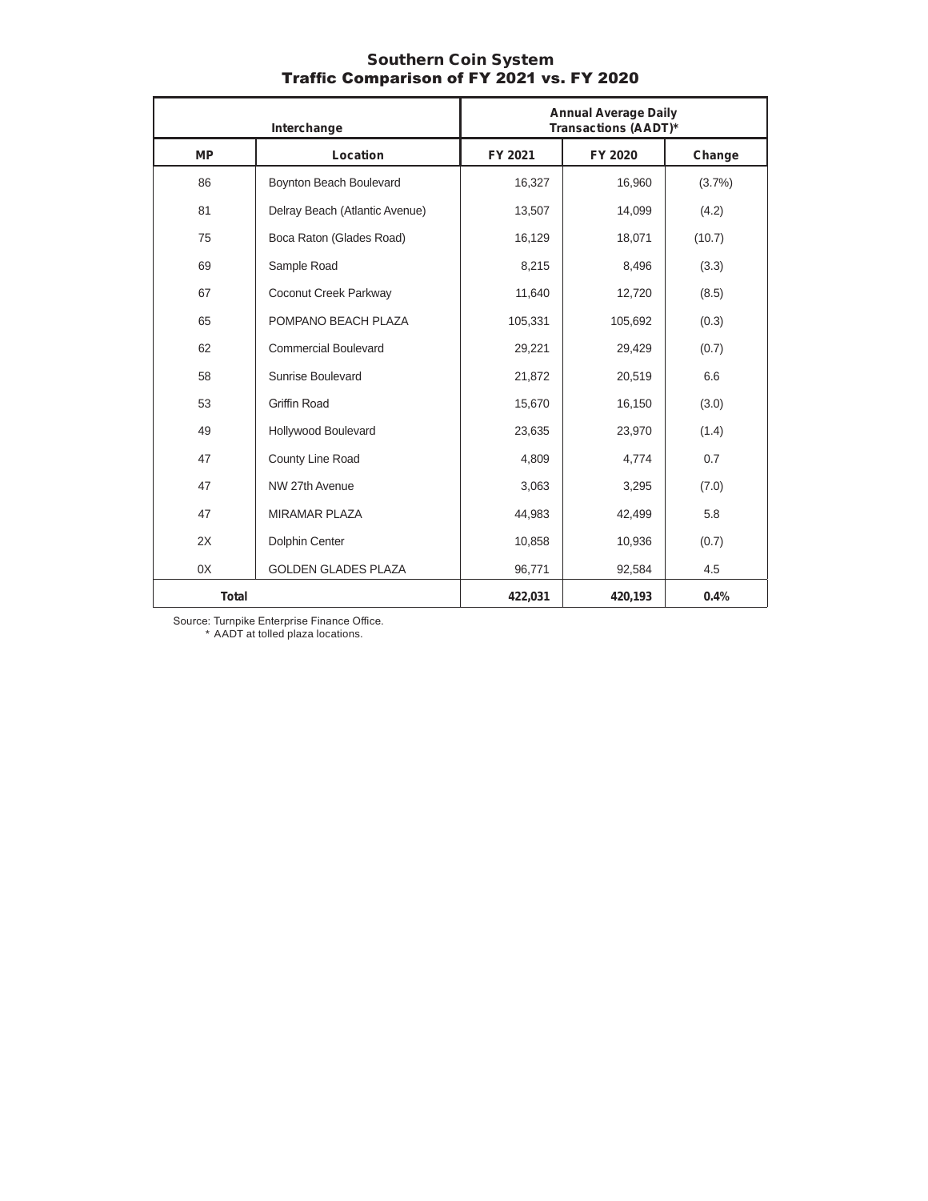## Southern Coin System
## Traffic Comparison of FY 2021 vs. FY 2020

| Interchange | | Annual Average Daily Transactions (AADT)* | | |
|---|---|---|---|---|
| MP | Location | FY 2021 | FY 2020 | Change |
| 86 | Boynton Beach Boulevard | 16,327 | 16,960 | (3.7%) |
| 81 | Delray Beach (Atlantic Avenue) | 13,507 | 14,099 | (4.2) |
| 75 | Boca Raton (Glades Road) | 16,129 | 18,071 | (10.7) |
| 69 | Sample Road | 8,215 | 8,496 | (3.3) |
| 67 | Coconut Creek Parkway | 11,640 | 12,720 | (8.5) |
| 65 | POMPANO BEACH PLAZA | 105,331 | 105,692 | (0.3) |
| 62 | Commercial Boulevard | 29,221 | 29,429 | (0.7) |
| 58 | Sunrise Boulevard | 21,872 | 20,519 | 6.6 |
| 53 | Griffin Road | 15,670 | 16,150 | (3.0) |
| 49 | Hollywood Boulevard | 23,635 | 23,970 | (1.4) |
| 47 | County Line Road | 4,809 | 4,774 | 0.7 |
| 47 | NW 27th Avenue | 3,063 | 3,295 | (7.0) |
| 47 | MIRAMAR PLAZA | 44,983 | 42,499 | 5.8 |
| 2X | Dolphin Center | 10,858 | 10,936 | (0.7) |
| 0X | GOLDEN GLADES PLAZA | 96,771 | 92,584 | 4.5 |
| **Total** | | **422,031** | **420,193** | **0.4%** |

Source: Turnpike Enterprise Finance Office.
\* AADT at tolled plaza locations.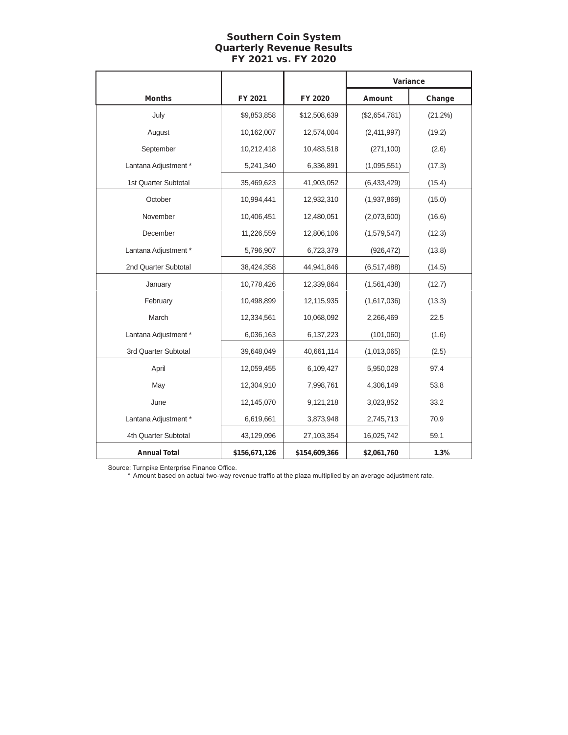# Southern Coin System
## Quarterly Revenue Results
## FY 2021 vs. FY 2020

| Months | FY 2021 | FY 2020 | Variance | |
|---|---|---|---|---|
| | | | Amount | Change |
| July | $9,853,858 | $12,508,639 | ($2,654,781) | (21.2%) |
| August | 10,162,007 | 12,574,004 | (2,411,997) | (19.2) |
| September | 10,212,418 | 10,483,518 | (271,100) | (2.6) |
| Lantana Adjustment * | 5,241,340 | 6,336,891 | (1,095,551) | (17.3) |
| 1st Quarter Subtotal | 35,469,623 | 41,903,052 | (6,433,429) | (15.4) |
| October | 10,994,441 | 12,932,310 | (1,937,869) | (15.0) |
| November | 10,406,451 | 12,480,051 | (2,073,600) | (16.6) |
| December | 11,226,559 | 12,806,106 | (1,579,547) | (12.3) |
| Lantana Adjustment * | 5,796,907 | 6,723,379 | (926,472) | (13.8) |
| 2nd Quarter Subtotal | 38,424,358 | 44,941,846 | (6,517,488) | (14.5) |
| January | 10,778,426 | 12,339,864 | (1,561,438) | (12.7) |
| February | 10,498,899 | 12,115,935 | (1,617,036) | (13.3) |
| March | 12,334,561 | 10,068,092 | 2,266,469 | 22.5 |
| Lantana Adjustment * | 6,036,163 | 6,137,223 | (101,060) | (1.6) |
| 3rd Quarter Subtotal | 39,648,049 | 40,661,114 | (1,013,065) | (2.5) |
| April | 12,059,455 | 6,109,427 | 5,950,028 | 97.4 |
| May | 12,304,910 | 7,998,761 | 4,306,149 | 53.8 |
| June | 12,145,070 | 9,121,218 | 3,023,852 | 33.2 |
| Lantana Adjustment * | 6,619,661 | 3,873,948 | 2,745,713 | 70.9 |
| 4th Quarter Subtotal | 43,129,096 | 27,103,354 | 16,025,742 | 59.1 |
| **Annual Total** | **$156,671,126** | **$154,609,366** | **$2,061,760** | **1.3%** |

Source: Turnpike Enterprise Finance Office.

\* Amount based on actual two-way revenue traffic at the plaza multiplied by an average adjustment rate.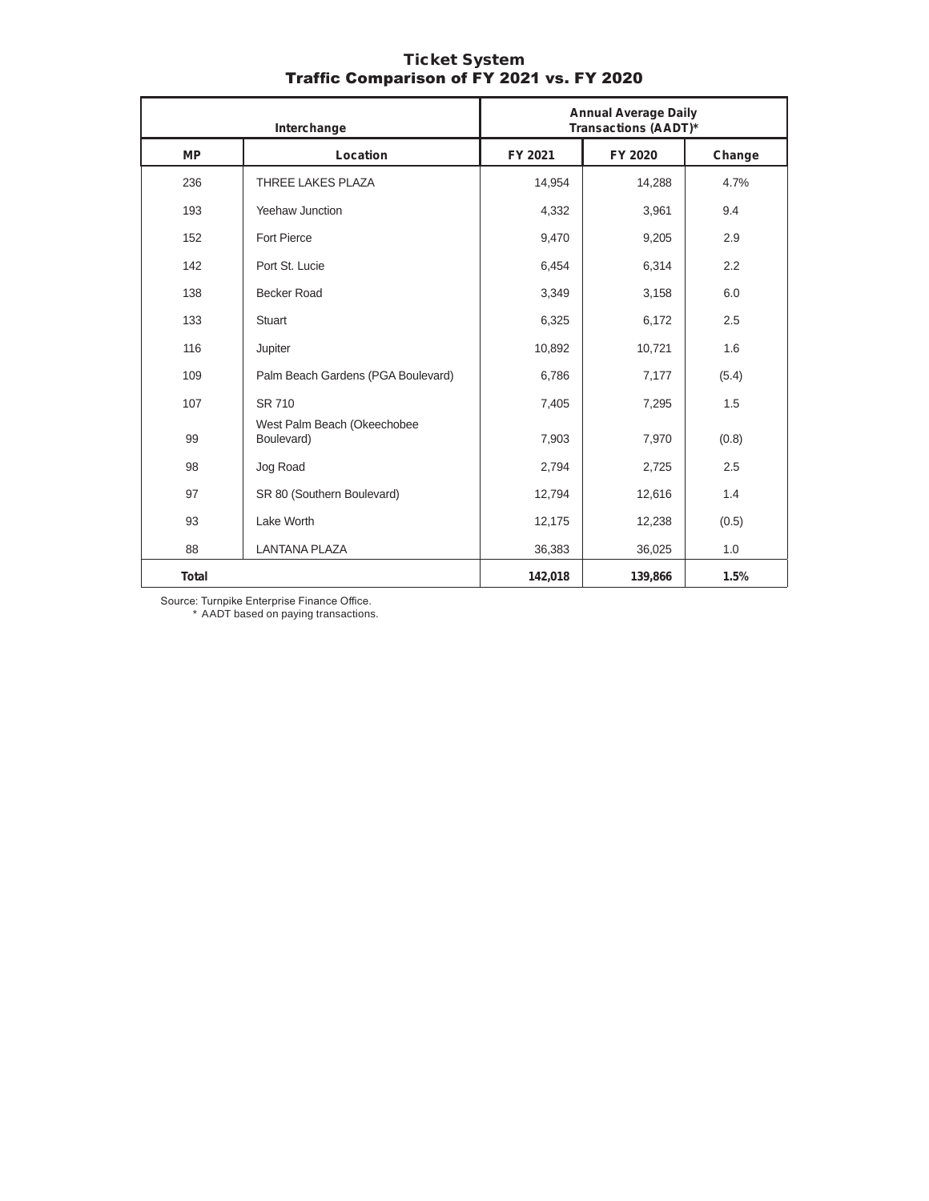# Ticket System
## Traffic Comparison of FY 2021 vs. FY 2020

| Interchange | | Annual Average Daily Transactions (AADT)* | | |
|---|---|---|---|---|
| **MP** | **Location** | **FY 2021** | **FY 2020** | **Change** |
| 236 | THREE LAKES PLAZA | 14,954 | 14,288 | 4.7% |
| 193 | Yeehaw Junction | 4,332 | 3,961 | 9.4 |
| 152 | Fort Pierce | 9,470 | 9,205 | 2.9 |
| 142 | Port St. Lucie | 6,454 | 6,314 | 2.2 |
| 138 | Becker Road | 3,349 | 3,158 | 6.0 |
| 133 | Stuart | 6,325 | 6,172 | 2.5 |
| 116 | Jupiter | 10,892 | 10,721 | 1.6 |
| 109 | Palm Beach Gardens (PGA Boulevard) | 6,786 | 7,177 | (5.4) |
| 107 | SR 710 | 7,405 | 7,295 | 1.5 |
| 99 | West Palm Beach (Okeechobee Boulevard) | 7,903 | 7,970 | (0.8) |
| 98 | Jog Road | 2,794 | 2,725 | 2.5 |
| 97 | SR 80 (Southern Boulevard) | 12,794 | 12,616 | 1.4 |
| 93 | Lake Worth | 12,175 | 12,238 | (0.5) |
| 88 | LANTANA PLAZA | 36,383 | 36,025 | 1.0 |
| **Total** | | **142,018** | **139,866** | **1.5%** |

Source: Turnpike Enterprise Finance Office.
\* AADT based on paying transactions.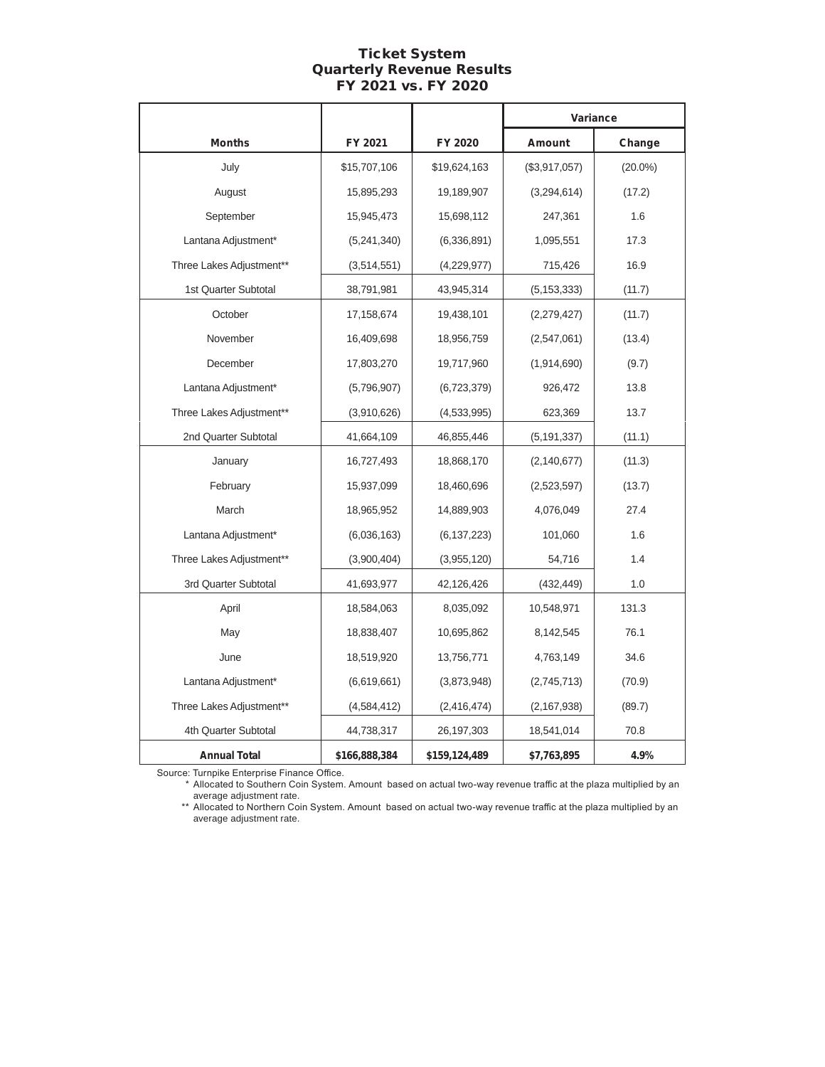# Ticket System
## Quarterly Revenue Results
## FY 2021 vs. FY 2020

| Months | FY 2021 | FY 2020 | Variance | |
|---|---|---|---|---|
| | | | Amount | Change |
| July | $15,707,106 | $19,624,163 | ($3,917,057) | (20.0%) |
| August | 15,895,293 | 19,189,907 | (3,294,614) | (17.2) |
| September | 15,945,473 | 15,698,112 | 247,361 | 1.6 |
| Lantana Adjustment* | (5,241,340) | (6,336,891) | 1,095,551 | 17.3 |
| Three Lakes Adjustment** | (3,514,551) | (4,229,977) | 715,426 | 16.9 |
| 1st Quarter Subtotal | 38,791,981 | 43,945,314 | (5,153,333) | (11.7) |
| October | 17,158,674 | 19,438,101 | (2,279,427) | (11.7) |
| November | 16,409,698 | 18,956,759 | (2,547,061) | (13.4) |
| December | 17,803,270 | 19,717,960 | (1,914,690) | (9.7) |
| Lantana Adjustment* | (5,796,907) | (6,723,379) | 926,472 | 13.8 |
| Three Lakes Adjustment** | (3,910,626) | (4,533,995) | 623,369 | 13.7 |
| 2nd Quarter Subtotal | 41,664,109 | 46,855,446 | (5,191,337) | (11.1) |
| January | 16,727,493 | 18,868,170 | (2,140,677) | (11.3) |
| February | 15,937,099 | 18,460,696 | (2,523,597) | (13.7) |
| March | 18,965,952 | 14,889,903 | 4,076,049 | 27.4 |
| Lantana Adjustment* | (6,036,163) | (6,137,223) | 101,060 | 1.6 |
| Three Lakes Adjustment** | (3,900,404) | (3,955,120) | 54,716 | 1.4 |
| 3rd Quarter Subtotal | 41,693,977 | 42,126,426 | (432,449) | 1.0 |
| April | 18,584,063 | 8,035,092 | 10,548,971 | 131.3 |
| May | 18,838,407 | 10,695,862 | 8,142,545 | 76.1 |
| June | 18,519,920 | 13,756,771 | 4,763,149 | 34.6 |
| Lantana Adjustment* | (6,619,661) | (3,873,948) | (2,745,713) | (70.9) |
| Three Lakes Adjustment** | (4,584,412) | (2,416,474) | (2,167,938) | (89.7) |
| 4th Quarter Subtotal | 44,738,317 | 26,197,303 | 18,541,014 | 70.8 |
| **Annual Total** | **$166,888,384** | **$159,124,489** | **$7,763,895** | **4.9%** |

Source: Turnpike Enterprise Finance Office.

\* Allocated to Southern Coin System. Amount based on actual two-way revenue traffic at the plaza multiplied by an average adjustment rate.

\** Allocated to Northern Coin System. Amount based on actual two-way revenue traffic at the plaza multiplied by an average adjustment rate.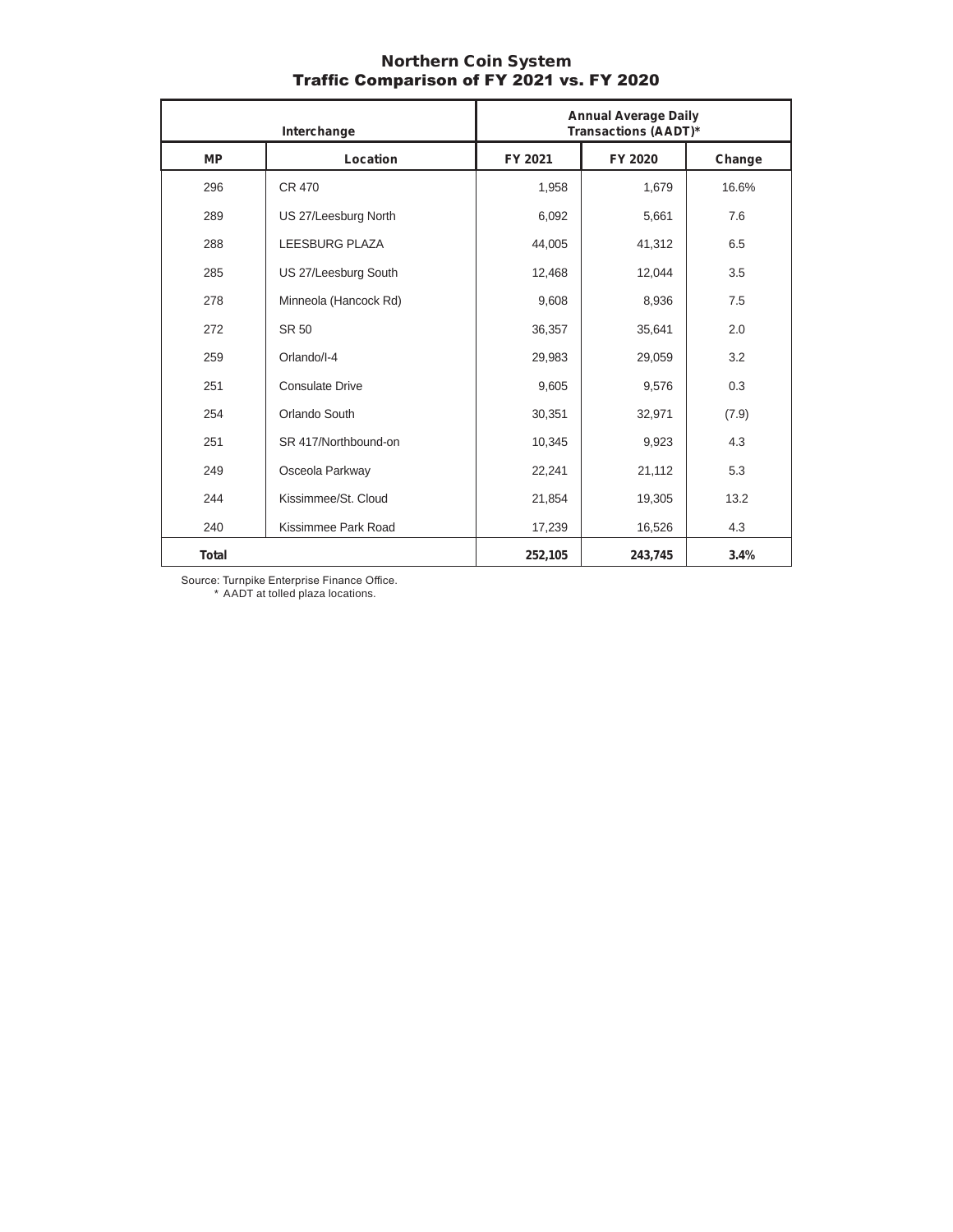## Northern Coin System
## Traffic Comparison of FY 2021 vs. FY 2020

| Interchange | | Annual Average Daily Transactions (AADT)* | | |
|---|---|---|---|---|
| **MP** | **Location** | **FY 2021** | **FY 2020** | **Change** |
| 296 | CR 470 | 1,958 | 1,679 | 16.6% |
| 289 | US 27/Leesburg North | 6,092 | 5,661 | 7.6 |
| 288 | LEESBURG PLAZA | 44,005 | 41,312 | 6.5 |
| 285 | US 27/Leesburg South | 12,468 | 12,044 | 3.5 |
| 278 | Minneola (Hancock Rd) | 9,608 | 8,936 | 7.5 |
| 272 | SR 50 | 36,357 | 35,641 | 2.0 |
| 259 | Orlando/I-4 | 29,983 | 29,059 | 3.2 |
| 251 | Consulate Drive | 9,605 | 9,576 | 0.3 |
| 254 | Orlando South | 30,351 | 32,971 | (7.9) |
| 251 | SR 417/Northbound-on | 10,345 | 9,923 | 4.3 |
| 249 | Osceola Parkway | 22,241 | 21,112 | 5.3 |
| 244 | Kissimmee/St. Cloud | 21,854 | 19,305 | 13.2 |
| 240 | Kissimmee Park Road | 17,239 | 16,526 | 4.3 |
| **Total** | | **252,105** | **243,745** | **3.4%** |

Source: Turnpike Enterprise Finance Office.
\* AADT at tolled plaza locations.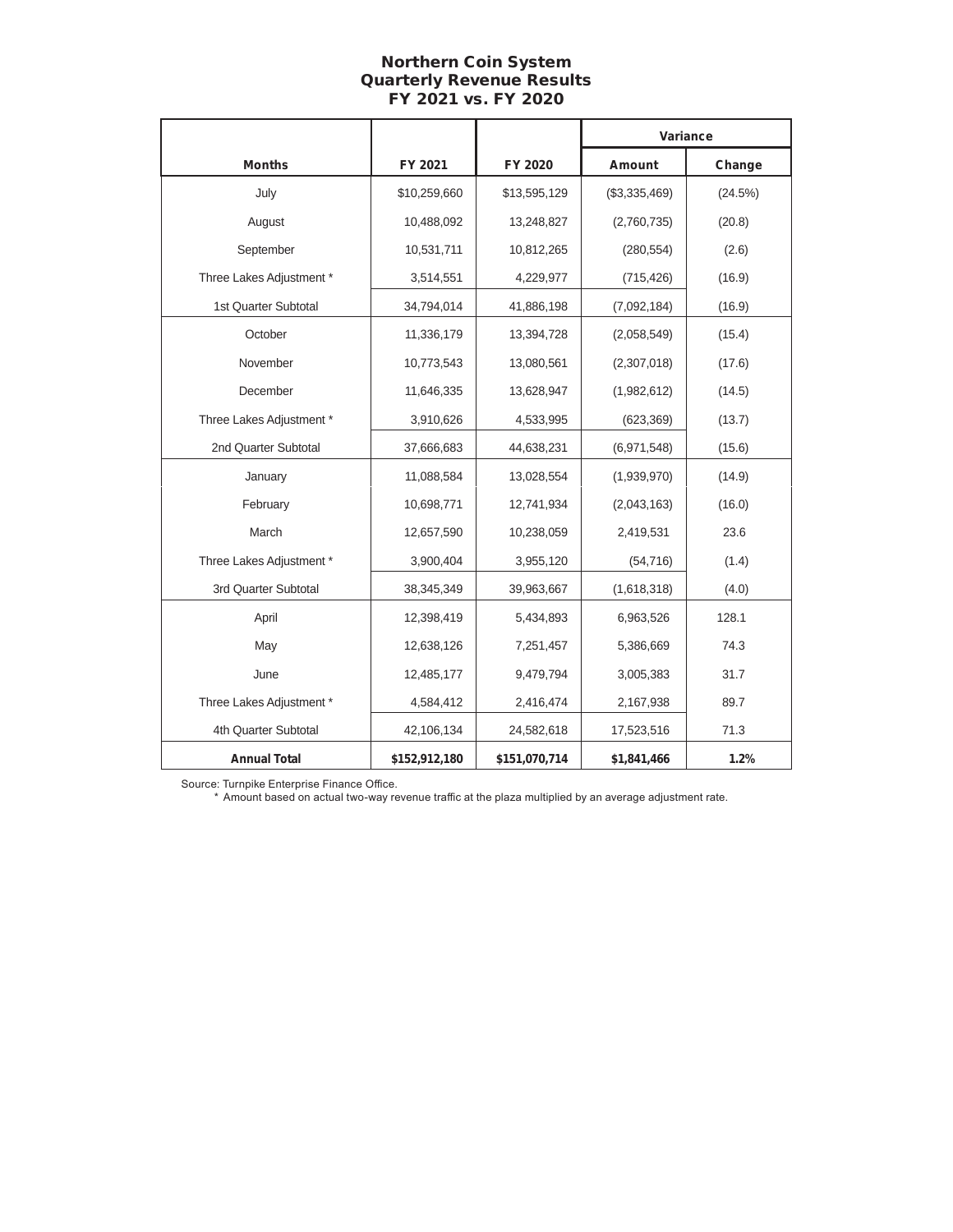# Northern Coin System
## Quarterly Revenue Results
## FY 2021 vs. FY 2020

| Months | FY 2021 | FY 2020 | Variance | |
|---|---|---|---|---|
| | | | Amount | Change |
| July | $10,259,660 | $13,595,129 | ($3,335,469) | (24.5%) |
| August | 10,488,092 | 13,248,827 | (2,760,735) | (20.8) |
| September | 10,531,711 | 10,812,265 | (280,554) | (2.6) |
| Three Lakes Adjustment * | 3,514,551 | 4,229,977 | (715,426) | (16.9) |
| 1st Quarter Subtotal | 34,794,014 | 41,886,198 | (7,092,184) | (16.9) |
| October | 11,336,179 | 13,394,728 | (2,058,549) | (15.4) |
| November | 10,773,543 | 13,080,561 | (2,307,018) | (17.6) |
| December | 11,646,335 | 13,628,947 | (1,982,612) | (14.5) |
| Three Lakes Adjustment * | 3,910,626 | 4,533,995 | (623,369) | (13.7) |
| 2nd Quarter Subtotal | 37,666,683 | 44,638,231 | (6,971,548) | (15.6) |
| January | 11,088,584 | 13,028,554 | (1,939,970) | (14.9) |
| February | 10,698,771 | 12,741,934 | (2,043,163) | (16.0) |
| March | 12,657,590 | 10,238,059 | 2,419,531 | 23.6 |
| Three Lakes Adjustment * | 3,900,404 | 3,955,120 | (54,716) | (1.4) |
| 3rd Quarter Subtotal | 38,345,349 | 39,963,667 | (1,618,318) | (4.0) |
| April | 12,398,419 | 5,434,893 | 6,963,526 | 128.1 |
| May | 12,638,126 | 7,251,457 | 5,386,669 | 74.3 |
| June | 12,485,177 | 9,479,794 | 3,005,383 | 31.7 |
| Three Lakes Adjustment * | 4,584,412 | 2,416,474 | 2,167,938 | 89.7 |
| 4th Quarter Subtotal | 42,106,134 | 24,582,618 | 17,523,516 | 71.3 |
| **Annual Total** | **$152,912,180** | **$151,070,714** | **$1,841,466** | **1.2%** |

Source: Turnpike Enterprise Finance Office.

\* Amount based on actual two-way revenue traffic at the plaza multiplied by an average adjustment rate.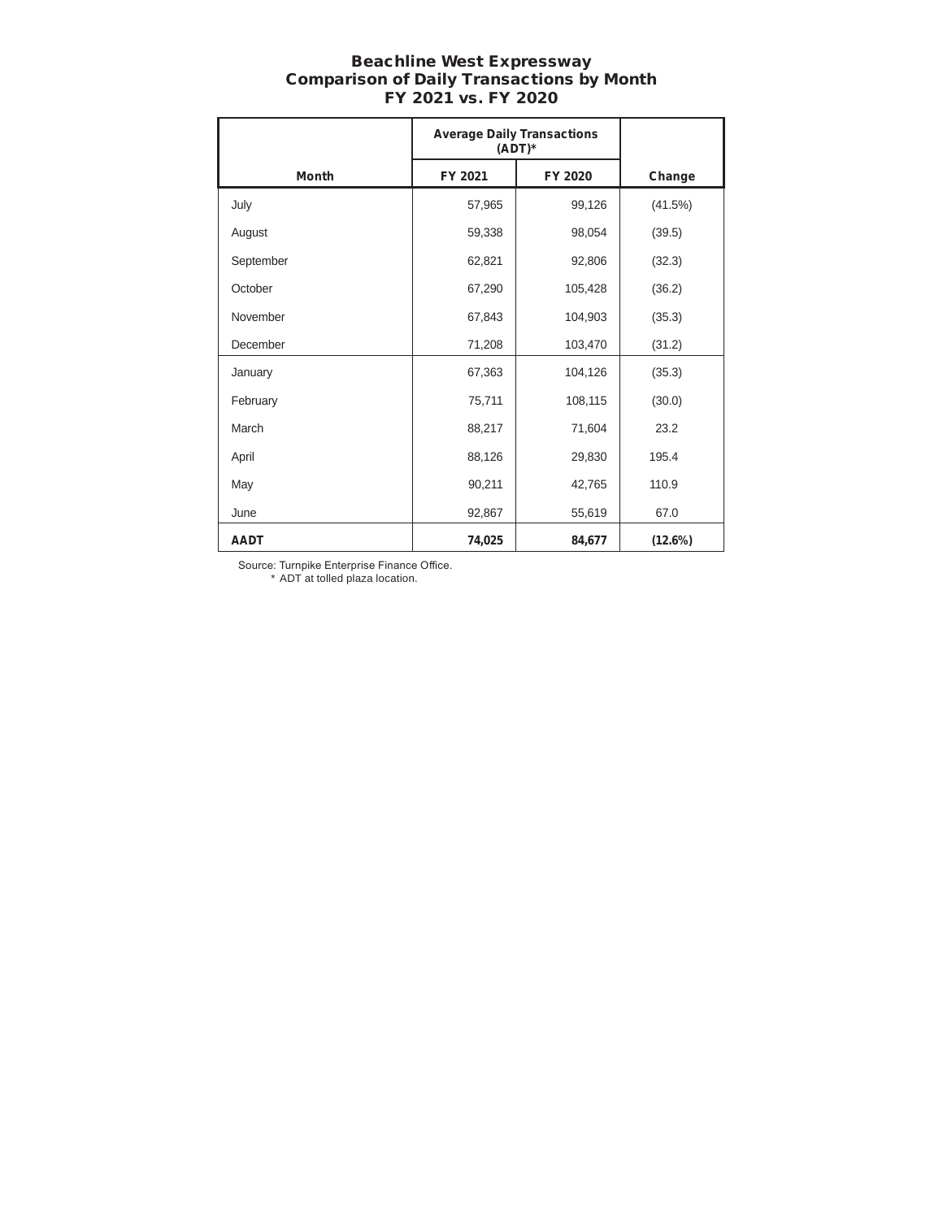## Beachline West Expressway
## Comparison of Daily Transactions by Month
## FY 2021 vs. FY 2020

| | Average Daily Transactions (ADT)* | | |
|---|---|---|---|
| **Month** | **FY 2021** | **FY 2020** | **Change** |
| July | 57,965 | 99,126 | (41.5%) |
| August | 59,338 | 98,054 | (39.5) |
| September | 62,821 | 92,806 | (32.3) |
| October | 67,290 | 105,428 | (36.2) |
| November | 67,843 | 104,903 | (35.3) |
| December | 71,208 | 103,470 | (31.2) |
| January | 67,363 | 104,126 | (35.3) |
| February | 75,711 | 108,115 | (30.0) |
| March | 88,217 | 71,604 | 23.2 |
| April | 88,126 | 29,830 | 195.4 |
| May | 90,211 | 42,765 | 110.9 |
| June | 92,867 | 55,619 | 67.0 |
| **AADT** | **74,025** | **84,677** | **(12.6%)** |

Source: Turnpike Enterprise Finance Office.

\* ADT at tolled plaza location.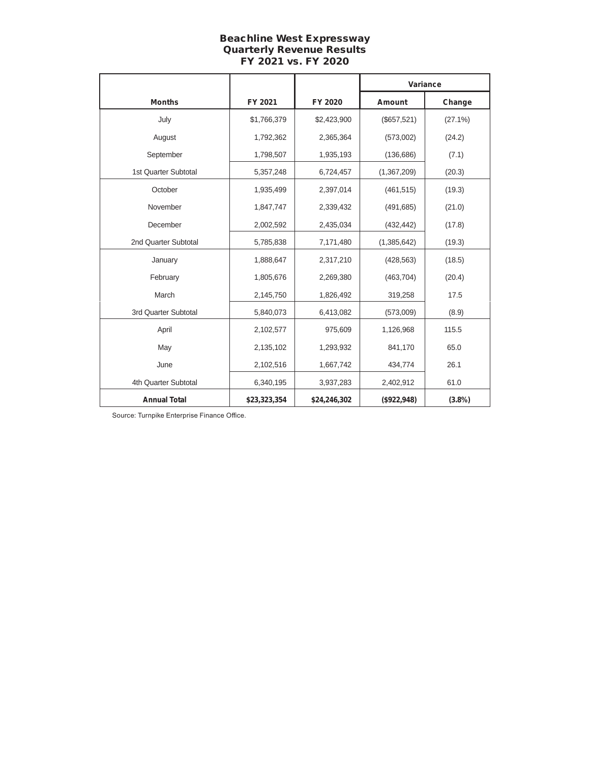# Beachline West Expressway
## Quarterly Revenue Results
## FY 2021 vs. FY 2020

| | | | Variance | |
|---|---|---|---|---|
| **Months** | **FY 2021** | **FY 2020** | **Amount** | **Change** |
| July | $1,766,379 | $2,423,900 | ($657,521) | (27.1%) |
| August | 1,792,362 | 2,365,364 | (573,002) | (24.2) |
| September | 1,798,507 | 1,935,193 | (136,686) | (7.1) |
| 1st Quarter Subtotal | 5,357,248 | 6,724,457 | (1,367,209) | (20.3) |
| October | 1,935,499 | 2,397,014 | (461,515) | (19.3) |
| November | 1,847,747 | 2,339,432 | (491,685) | (21.0) |
| December | 2,002,592 | 2,435,034 | (432,442) | (17.8) |
| 2nd Quarter Subtotal | 5,785,838 | 7,171,480 | (1,385,642) | (19.3) |
| January | 1,888,647 | 2,317,210 | (428,563) | (18.5) |
| February | 1,805,676 | 2,269,380 | (463,704) | (20.4) |
| March | 2,145,750 | 1,826,492 | 319,258 | 17.5 |
| 3rd Quarter Subtotal | 5,840,073 | 6,413,082 | (573,009) | (8.9) |
| April | 2,102,577 | 975,609 | 1,126,968 | 115.5 |
| May | 2,135,102 | 1,293,932 | 841,170 | 65.0 |
| June | 2,102,516 | 1,667,742 | 434,774 | 26.1 |
| 4th Quarter Subtotal | 6,340,195 | 3,937,283 | 2,402,912 | 61.0 |
| **Annual Total** | **$23,323,354** | **$24,246,302** | **($922,948)** | **(3.8%)** |

Source: Turnpike Enterprise Finance Office.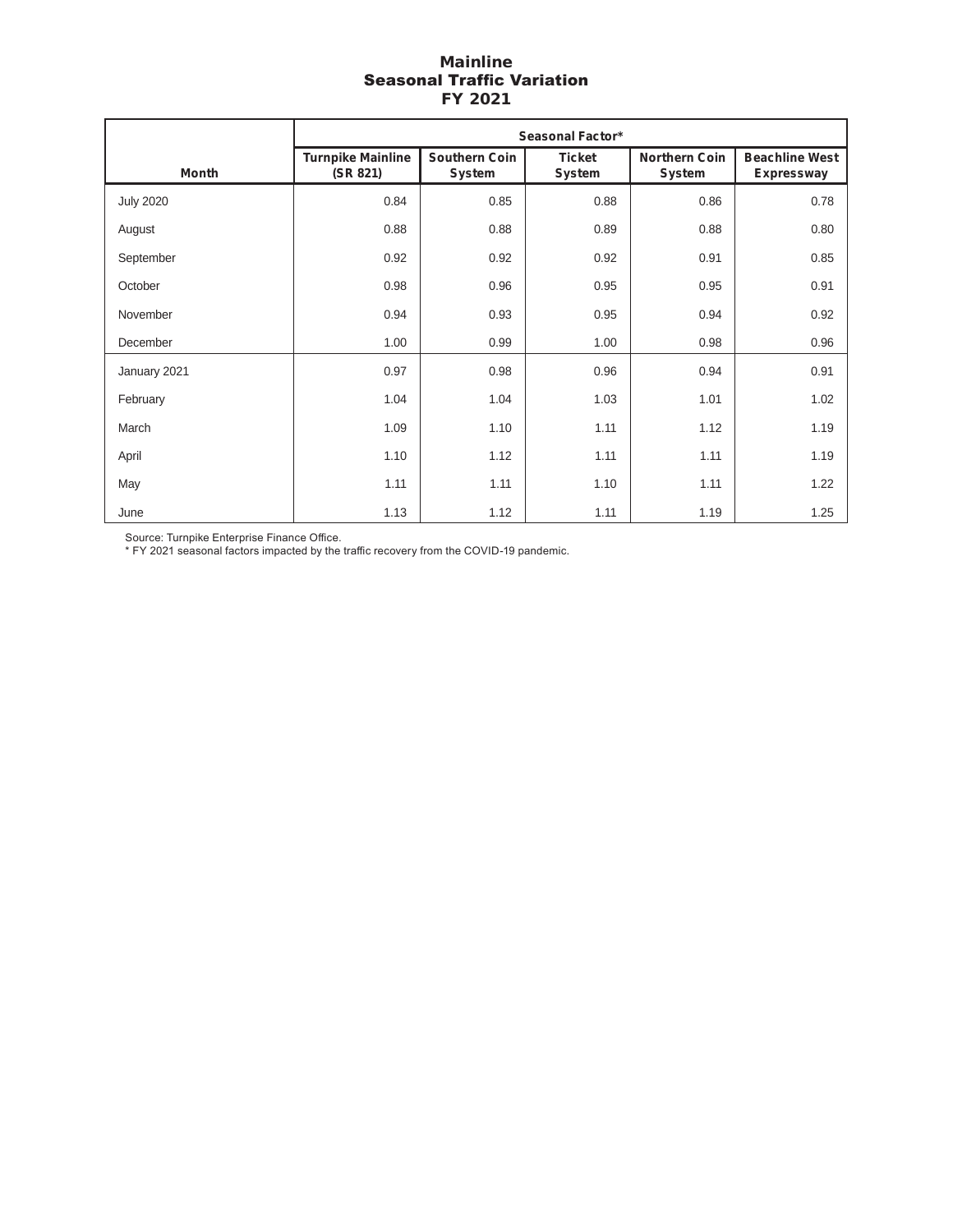# Mainline
## Seasonal Traffic Variation
## FY 2021

| | Seasonal Factor* | | | | |
|---|---|---|---|---|---|
| Month | Turnpike Mainline (SR 821) | Southern Coin System | Ticket System | Northern Coin System | Beachline West Expressway |
| July 2020 | 0.84 | 0.85 | 0.88 | 0.86 | 0.78 |
| August | 0.88 | 0.88 | 0.89 | 0.88 | 0.80 |
| September | 0.92 | 0.92 | 0.92 | 0.91 | 0.85 |
| October | 0.98 | 0.96 | 0.95 | 0.95 | 0.91 |
| November | 0.94 | 0.93 | 0.95 | 0.94 | 0.92 |
| December | 1.00 | 0.99 | 1.00 | 0.98 | 0.96 |
| January 2021 | 0.97 | 0.98 | 0.96 | 0.94 | 0.91 |
| February | 1.04 | 1.04 | 1.03 | 1.01 | 1.02 |
| March | 1.09 | 1.10 | 1.11 | 1.12 | 1.19 |
| April | 1.10 | 1.12 | 1.11 | 1.11 | 1.19 |
| May | 1.11 | 1.11 | 1.10 | 1.11 | 1.22 |
| June | 1.13 | 1.12 | 1.11 | 1.19 | 1.25 |

Source: Turnpike Enterprise Finance Office.
* FY 2021 seasonal factors impacted by the traffic recovery from the COVID-19 pandemic.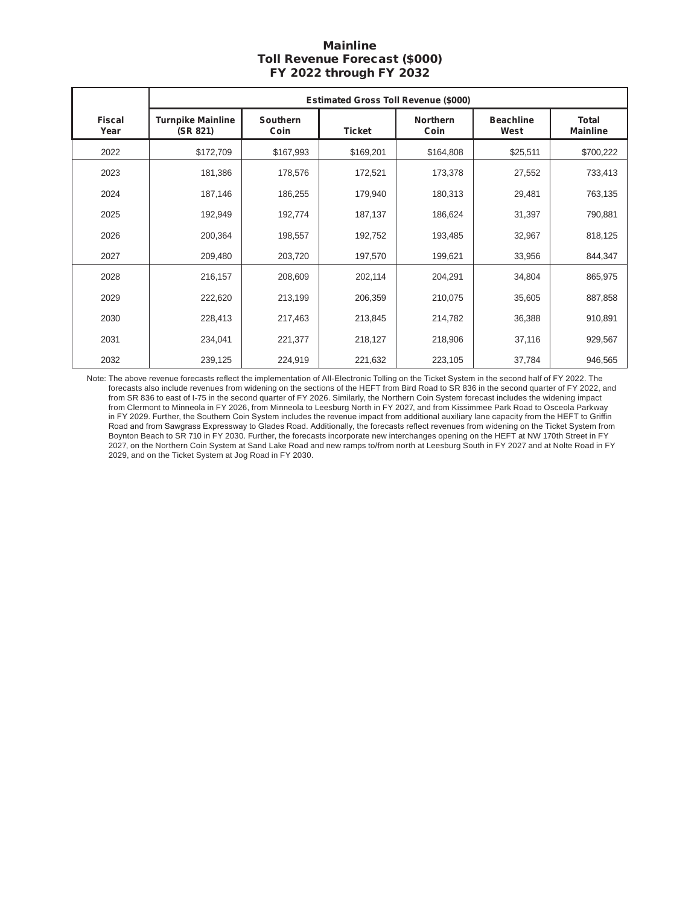# Mainline
## Toll Revenue Forecast ($000)
## FY 2022 through FY 2032

| Fiscal Year | Estimated Gross Toll Revenue ($000) | | | | | |
|---|---|---|---|---|---|---|
| | Turnpike Mainline (SR 821) | Southern Coin | Ticket | Northern Coin | Beachline West | Total Mainline |
| 2022 | $172,709 | $167,993 | $169,201 | $164,808 | $25,511 | $700,222 |
| 2023 | 181,386 | 178,576 | 172,521 | 173,378 | 27,552 | 733,413 |
| 2024 | 187,146 | 186,255 | 179,940 | 180,313 | 29,481 | 763,135 |
| 2025 | 192,949 | 192,774 | 187,137 | 186,624 | 31,397 | 790,881 |
| 2026 | 200,364 | 198,557 | 192,752 | 193,485 | 32,967 | 818,125 |
| 2027 | 209,480 | 203,720 | 197,570 | 199,621 | 33,956 | 844,347 |
| 2028 | 216,157 | 208,609 | 202,114 | 204,291 | 34,804 | 865,975 |
| 2029 | 222,620 | 213,199 | 206,359 | 210,075 | 35,605 | 887,858 |
| 2030 | 228,413 | 217,463 | 213,845 | 214,782 | 36,388 | 910,891 |
| 2031 | 234,041 | 221,377 | 218,127 | 218,906 | 37,116 | 929,567 |
| 2032 | 239,125 | 224,919 | 221,632 | 223,105 | 37,784 | 946,565 |

Note: The above revenue forecasts reflect the implementation of All-Electronic Tolling on the Ticket System in the second half of FY 2022. The forecasts also include revenues from widening on the sections of the HEFT from Bird Road to SR 836 in the second quarter of FY 2022, and from SR 836 to east of I-75 in the second quarter of FY 2026. Similarly, the Northern Coin System forecast includes the widening impact from Clermont to Minneola in FY 2026, from Minneola to Leesburg North in FY 2027, and from Kissimmee Park Road to Osceola Parkway in FY 2029. Further, the Southern Coin System includes the revenue impact from additional auxiliary lane capacity from the HEFT to Griffin Road and from Sawgrass Expressway to Glades Road. Additionally, the forecasts reflect revenues from widening on the Ticket System from Boynton Beach to SR 710 in FY 2030. Further, the forecasts incorporate new interchanges opening on the HEFT at NW 170th Street in FY 2027, on the Northern Coin System at Sand Lake Road and new ramps to/from north at Leesburg South in FY 2027 and at Nolte Road in FY 2029, and on the Ticket System at Jog Road in FY 2030.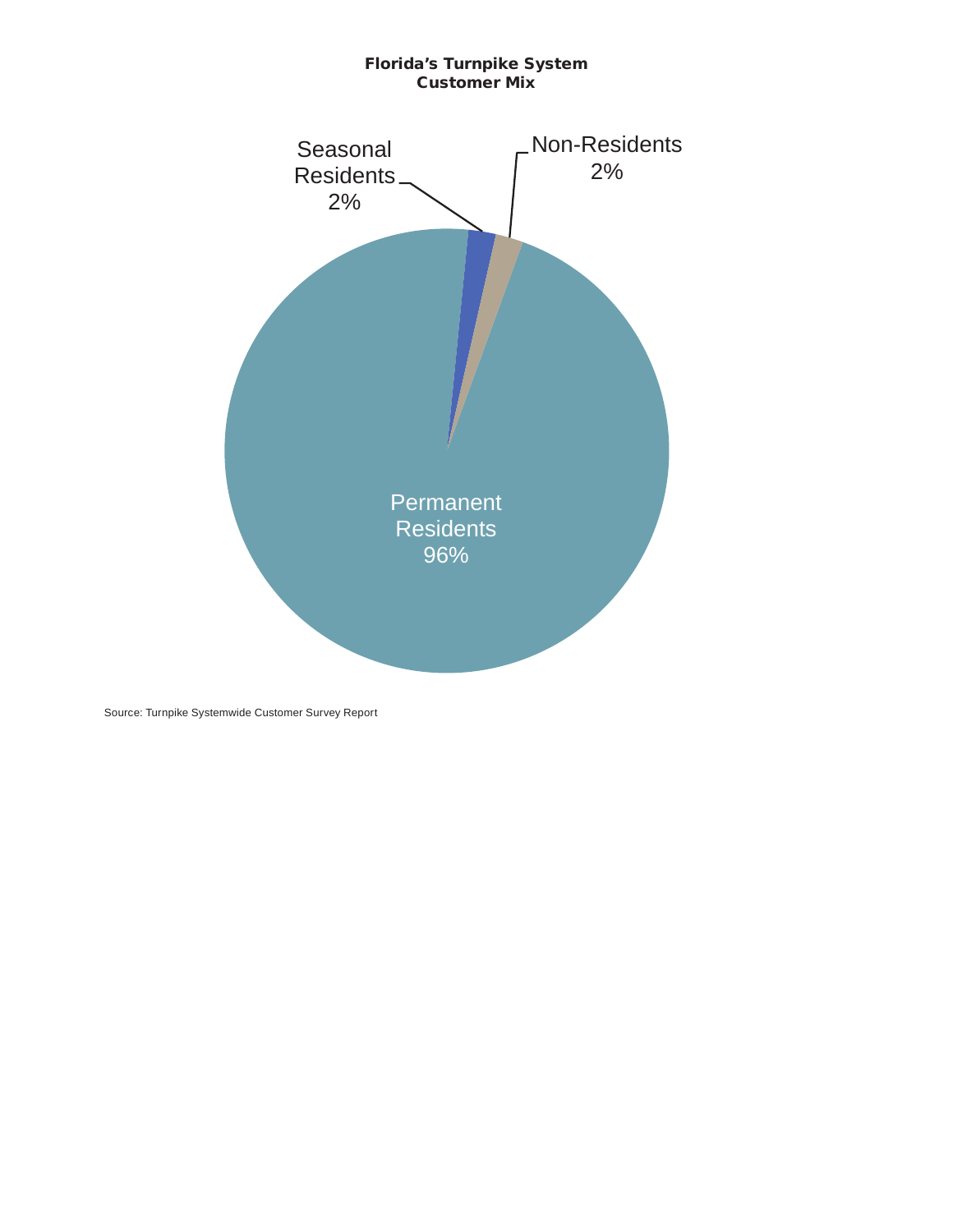**Florida's Turnpike System**
**Customer Mix**

Seasonal Residents 2%

Non-Residents 2%

Permanent Residents 96%

Source: Turnpike Systemwide Customer Survey Report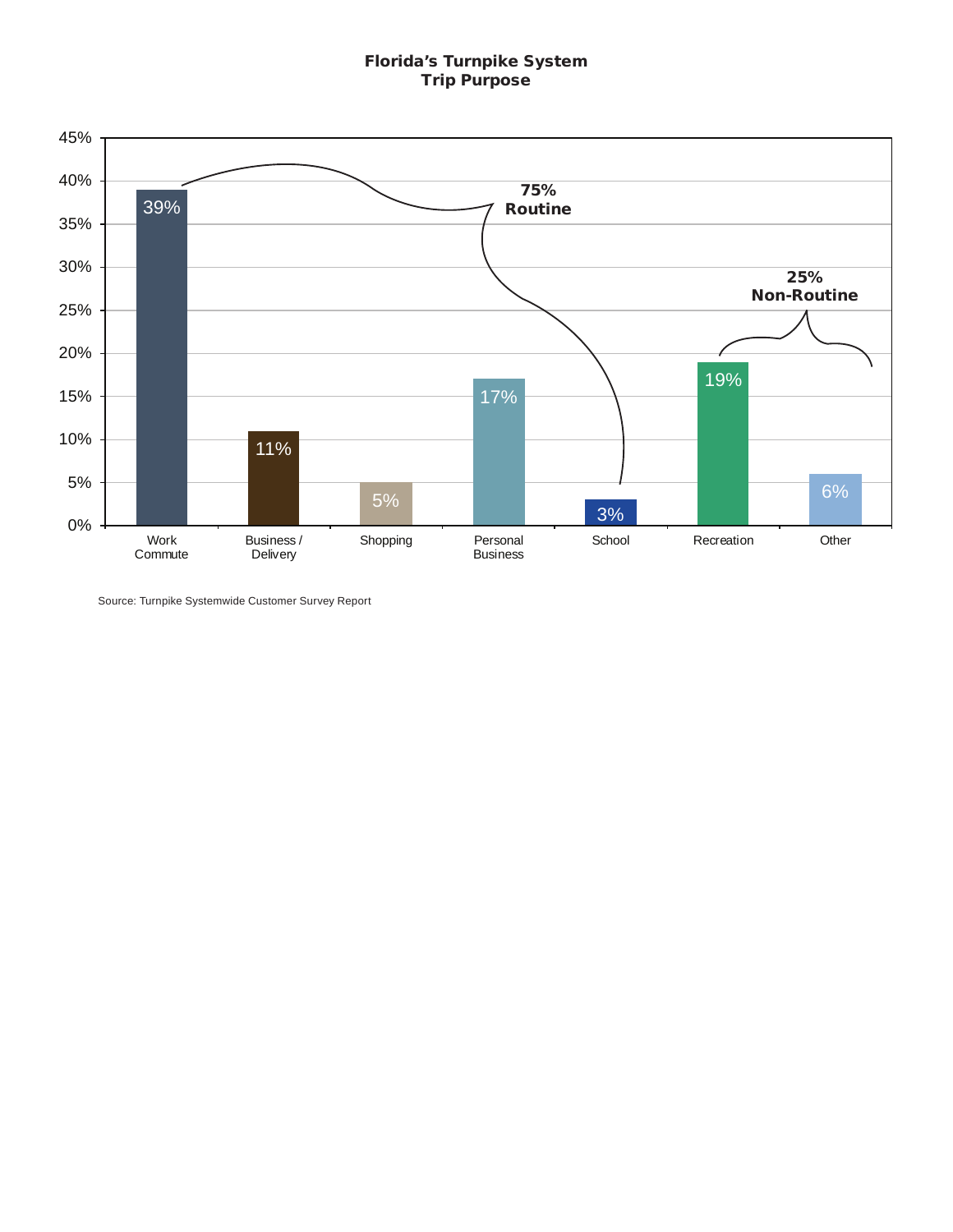**Florida's Turnpike System**
**Trip Purpose**

| Trip Purpose | Percent |
|---|---|
| Work Commute | 39% |
| Business / Delivery | 11% |
| Shopping | 5% |
| Personal Business | 17% |
| School | 3% |
| Recreation | 19% |
| Other | 6% |

**75% Routine**

**25% Non-Routine**

Source: Turnpike Systemwide Customer Survey Report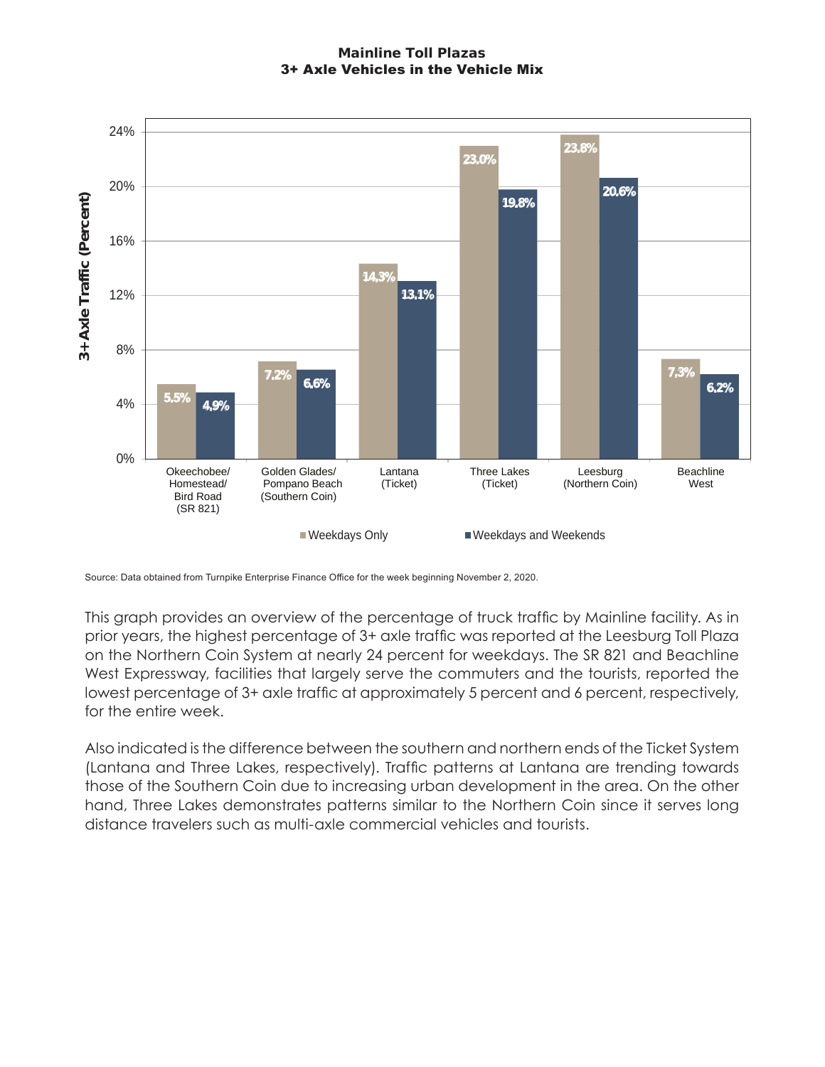**Mainline Toll Plazas**
**3+ Axle Vehicles in the Vehicle Mix**

| Mainline Toll Plaza | Weekdays Only | Weekdays and Weekends |
|---|---|---|
| Okeechobee/ Homestead/ Bird Road (SR 821) | 5.5% | 4.9% |
| Golden Glades/ Pompano Beach (Southern Coin) | 7.2% | 6.6% |
| Lantana (Ticket) | 14.3% | 13.1% |
| Three Lakes (Ticket) | 23.0% | 19.8% |
| Leesburg (Northern Coin) | 23.8% | 20.6% |
| Beachline West | 7.3% | 6.2% |

Source: Data obtained from Turnpike Enterprise Finance Office for the week beginning November 2, 2020.

This graph provides an overview of the percentage of truck traffic by Mainline facility. As in prior years, the highest percentage of 3+ axle traffic was reported at the Leesburg Toll Plaza on the Northern Coin System at nearly 24 percent for weekdays. The SR 821 and Beachline West Expressway, facilities that largely serve the commuters and the tourists, reported the lowest percentage of 3+ axle traffic at approximately 5 percent and 6 percent, respectively, for the entire week.

Also indicated is the difference between the southern and northern ends of the Ticket System (Lantana and Three Lakes, respectively). Traffic patterns at Lantana are trending towards those of the Southern Coin due to increasing urban development in the area. On the other hand, Three Lakes demonstrates patterns similar to the Northern Coin since it serves long distance travelers such as multi-axle commercial vehicles and tourists.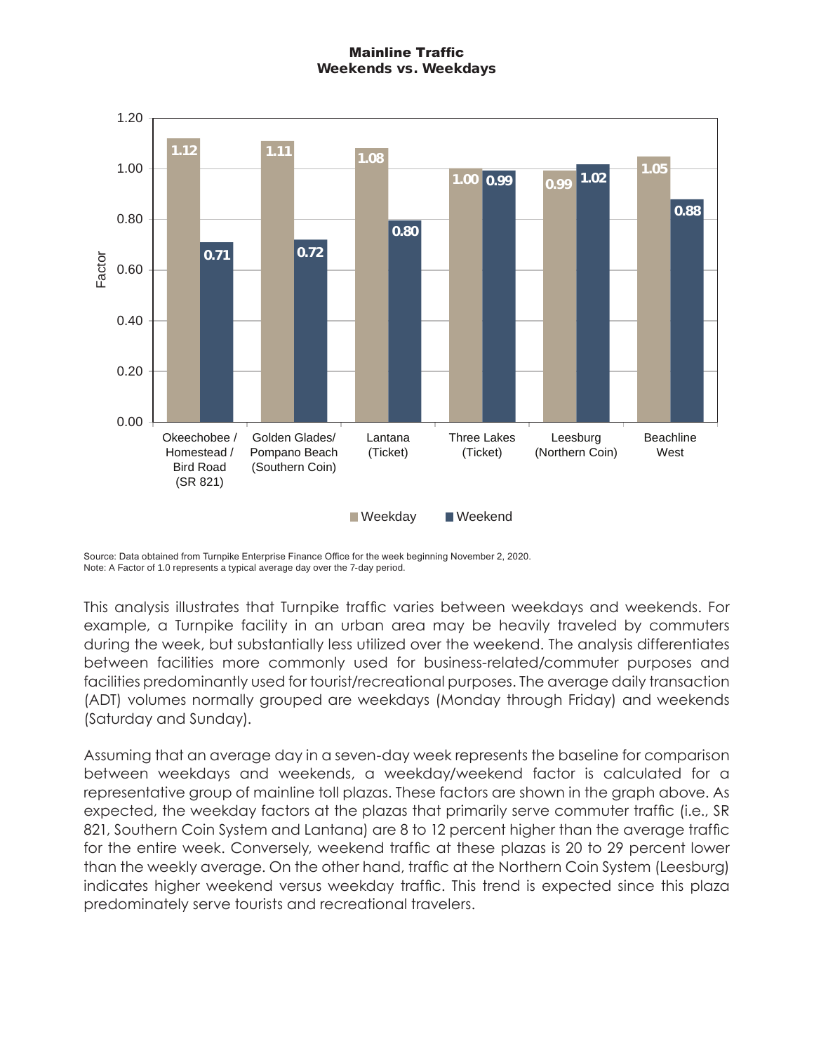**Mainline Traffic**
**Weekends vs. Weekdays**

| Plaza | Weekday | Weekend |
|---|---|---|
| Okeechobee / Homestead / Bird Road (SR 821) | 1.12 | 0.71 |
| Golden Glades/ Pompano Beach (Southern Coin) | 1.11 | 0.72 |
| Lantana (Ticket) | 1.08 | 0.80 |
| Three Lakes (Ticket) | 1.00 | 0.99 |
| Leesburg (Northern Coin) | 0.99 | 1.02 |
| Beachline West | 1.05 | 0.88 |

Source: Data obtained from Turnpike Enterprise Finance Office for the week beginning November 2, 2020.
Note: A Factor of 1.0 represents a typical average day over the 7-day period.

This analysis illustrates that Turnpike traffic varies between weekdays and weekends. For example, a Turnpike facility in an urban area may be heavily traveled by commuters during the week, but substantially less utilized over the weekend. The analysis differentiates between facilities more commonly used for business-related/commuter purposes and facilities predominantly used for tourist/recreational purposes. The average daily transaction (ADT) volumes normally grouped are weekdays (Monday through Friday) and weekends (Saturday and Sunday).

Assuming that an average day in a seven-day week represents the baseline for comparison between weekdays and weekends, a weekday/weekend factor is calculated for a representative group of mainline toll plazas. These factors are shown in the graph above. As expected, the weekday factors at the plazas that primarily serve commuter traffic (i.e., SR 821, Southern Coin System and Lantana) are 8 to 12 percent higher than the average traffic for the entire week. Conversely, weekend traffic at these plazas is 20 to 29 percent lower than the weekly average. On the other hand, traffic at the Northern Coin System (Leesburg) indicates higher weekend versus weekday traffic. This trend is expected since this plaza predominately serve tourists and recreational travelers.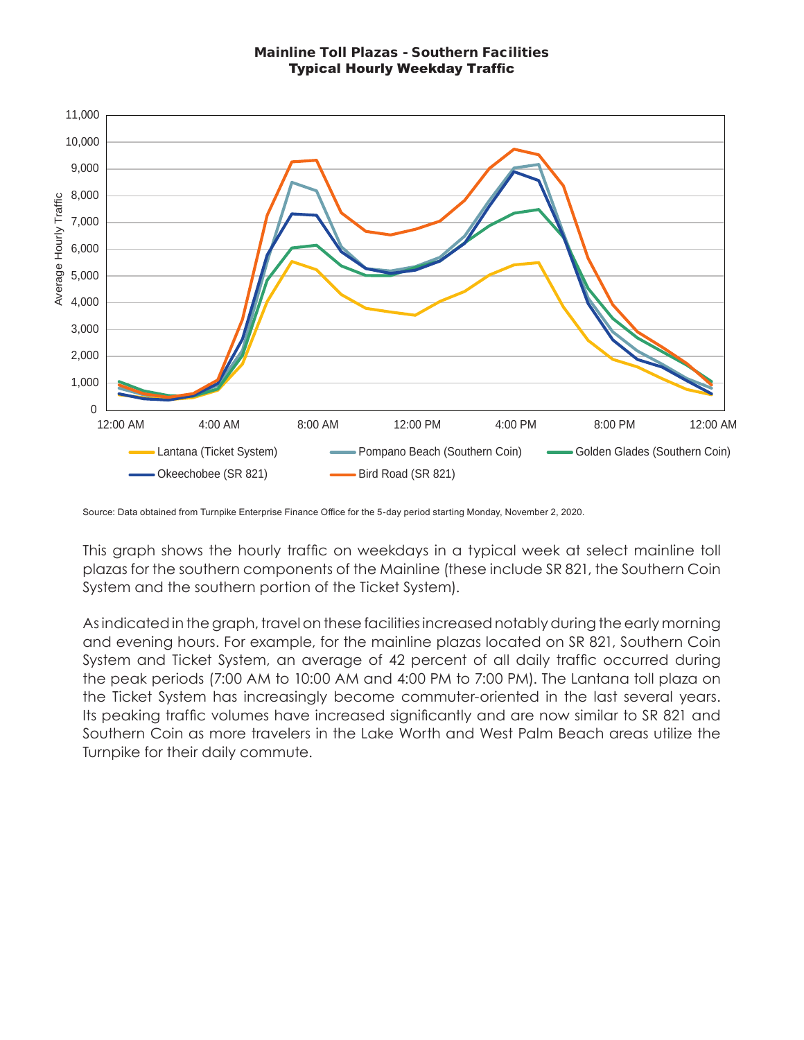**Mainline Toll Plazas - Southern Facilities**
**Typical Hourly Weekday Traffic**

Source: Data obtained from Turnpike Enterprise Finance Office for the 5-day period starting Monday, November 2, 2020.

This graph shows the hourly traffic on weekdays in a typical week at select mainline toll plazas for the southern components of the Mainline (these include SR 821, the Southern Coin System and the southern portion of the Ticket System).

As indicated in the graph, travel on these facilities increased notably during the early morning and evening hours. For example, for the mainline plazas located on SR 821, Southern Coin System and Ticket System, an average of 42 percent of all daily traffic occurred during the peak periods (7:00 AM to 10:00 AM and 4:00 PM to 7:00 PM). The Lantana toll plaza on the Ticket System has increasingly become commuter-oriented in the last several years. Its peaking traffic volumes have increased significantly and are now similar to SR 821 and Southern Coin as more travelers in the Lake Worth and West Palm Beach areas utilize the Turnpike for their daily commute.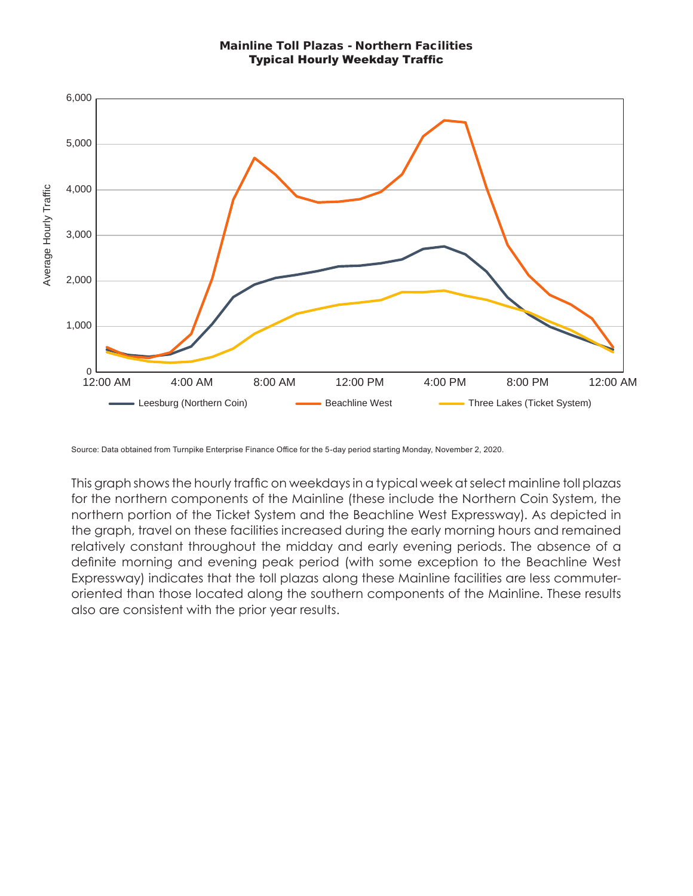**Mainline Toll Plazas - Northern Facilities**
**Typical Hourly Weekday Traffic**

Source: Data obtained from Turnpike Enterprise Finance Office for the 5-day period starting Monday, November 2, 2020.

This graph shows the hourly traffic on weekdays in a typical week at select mainline toll plazas for the northern components of the Mainline (these include the Northern Coin System, the northern portion of the Ticket System and the Beachline West Expressway). As depicted in the graph, travel on these facilities increased during the early morning hours and remained relatively constant throughout the midday and early evening periods. The absence of a definite morning and evening peak period (with some exception to the Beachline West Expressway) indicates that the toll plazas along these Mainline facilities are less commuter-oriented than those located along the southern components of the Mainline. These results also are consistent with the prior year results.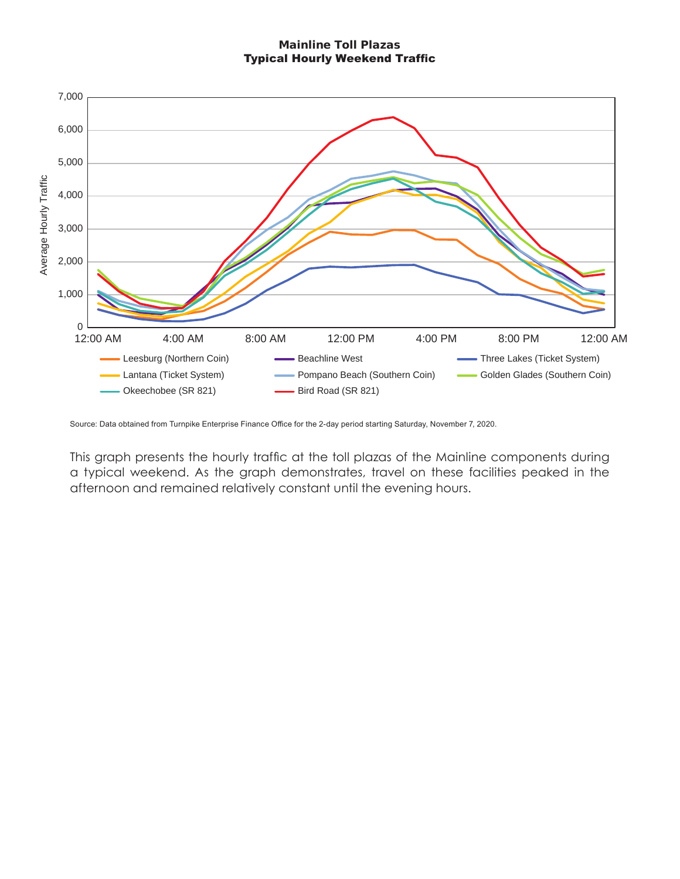**Mainline Toll Plazas**
**Typical Hourly Weekend Traffic**

7,000
6,000
5,000
4,000
3,000
2,000
1,000
0

Average Hourly Traffic

12:00 AM
4:00 AM
8:00 AM
12:00 PM
4:00 PM
8:00 PM
12:00 AM

Leesburg (Northern Coin)
Beachline West
Three Lakes (Ticket System)
Lantana (Ticket System)
Pompano Beach (Southern Coin)
Golden Glades (Southern Coin)
Okeechobee (SR 821)
Bird Road (SR 821)

Source: Data obtained from Turnpike Enterprise Finance Office for the 2-day period starting Saturday, November 7, 2020.

This graph presents the hourly traffic at the toll plazas of the Mainline components during a typical weekend. As the graph demonstrates, travel on these facilities peaked in the afternoon and remained relatively constant until the evening hours.